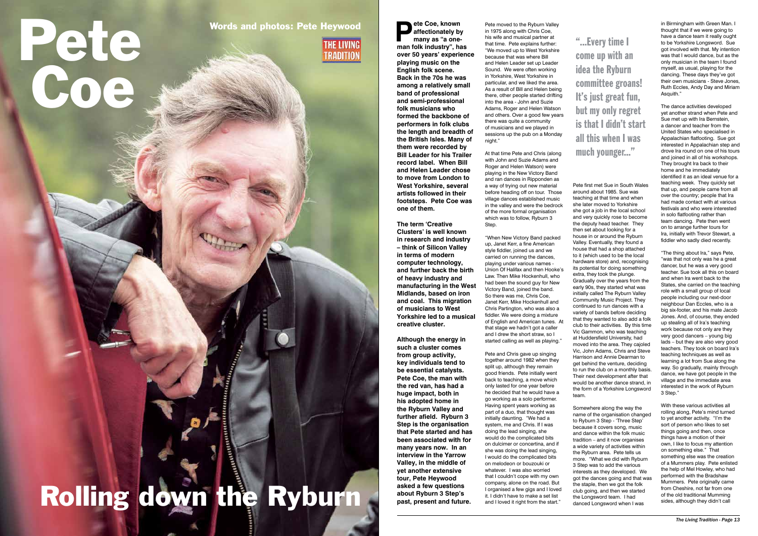# Pete Coe

**Words and photos: Pete Heywood**

THE LIVING TRADITION

## Rolling down the Ryburn

**Pete Coe, known affectionately by many as "a one-man folk industry", has over 50 years' experience playing music on the English folk scene. Back in the 70s he was among a relatively small band of professional and semi-professional folk musicians who formed the backbone of performers in folk clubs the length and breadth of the British Isles. Many of them were recorded by Bill Leader for his Trailer record label. When Bill and Helen Leader chose to move from London to West Yorkshire, several artists followed in their footsteps. Pete Coe was one of them.**

**The term 'Creative Clusters' is well known in research and industry – think of Silicon Valley in terms of modern computer technology, and further back the birth of heavy industry and manufacturing in the West Midlands, based on iron and coal. This migration of musicians to West Yorkshire led to a musical creative cluster.**

**Although the energy in such a cluster comes from group activity, key individuals tend to be essential catalysts. Pete Coe, the man with the red van, has had a huge impact, both in his adopted home in the Ryburn Valley and further afield. Ryburn 3 Step is the organisation that Pete started and has been associated with for many years now. In an interview in the Yarrow Valley, in the middle of yet another extensive tour, Pete Heywood asked a few questions about Ryburn 3 Step's past, present and future.**

Pete moved to the Ryburn Valley in 1975 along with Chris Coe, his wife and musical partner at that time. Pete explains further: "We moved up to West Yorkshire because that was where Bill and Helen Leader set up Leader Sound. We were often working in Yorkshire, West Yorkshire in particular, and we liked the area. As a result of Bill and Helen being there, other people started drifting into the area - John and Suzie Adams, Roger and Helen Watson and others. Over a good few years there was quite a community of musicians and we played in sessions up the pub on a Monday night."

At that time Pete and Chris (along with John and Suzie Adams and Roger and Helen Watson) were playing in the New Victory Band and ran dances in Ripponden as a way of trying out new material before heading off on tour. Those village dances established music in the valley and were the bedrock of the more formal organisation which was to follow, Ryburn 3 Step.

"When New Victory Band packed up, Janet Kerr, a fine American style fiddler, joined us and we carried on running the dances, playing under various names - Union Of Halifax and then Hooke's Law. Then Mike Hockenhull, who had been the sound guy for New Victory Band, joined the band. So there was me, Chris Coe, Janet Kerr, Mike Hockenhull and Chris Partington, who was also a fiddler. We were doing a mixture of English and American tunes. At that stage we hadn't got a caller and I drew the short straw, so I started calling as well as playing."

Pete and Chris gave up singing together around 1982 when they split up, although they remain good friends. Pete initially went back to teaching, a move which only lasted for one year before he decided that he would have a go working as a solo performer. Having spent years working as part of a duo, that thought was initially daunting. "We had a system, me and Chris. If I was doing the lead singing, she would do the complicated bits on dulcimer or concertina, and if she was doing the lead singing, I would do the complicated bits on melodeon or bouzouki or whatever. I was also worried that I couldn't cope with my own company, alone on the road. But I organised a few gigs and I loved it. I didn't have to make a set list and I loved it right from the start."

> "...Every time I come up with an idea the Ryburn committee groans! It's just great fun, but my only regret is that I didn't start all this when I was much younger..."

Pete first met Sue in South Wales around about 1985. Sue was teaching at that time and when she later moved to Yorkshire she got a job in the local school and very quickly rose to become the deputy head teacher. They then set about looking for a house in or around the Ryburn Valley. Eventually, they found a house that had a shop attached to it (which used to be the local hardware store) and, recognising its potential for doing something extra, they took the plunge. Gradually over the years from the early 90s, they started what was initially called The Ryburn Valley Community Music Project. They continued to run dances with a variety of bands before deciding that they wanted to also add a folk club to their activities. By this time Vic Gammon, who was teaching at Huddersfield University, had moved into the area. They cajoled Vic, John Adams, Chris and Steve Harrison and Annie Dearman to get behind the venture, deciding to run the club on a monthly basis. Their next development after that would be another dance strand, in the form of a Yorkshire Longsword team.

Somewhere along the way the name of the organisation changed to Ryburn 3 Step - 'Three Step' because it covers song, music and dance within the folk music tradition – and it now organises a wide variety of activities within the Ryburn area. Pete tells us more. "What we did with Ryburn 3 Step was to add the various interests as they developed. We got the dances going and that was the staple, then we got the folk club going, and then we started the Longsword team. I had danced Longsword when I was in Birmingham with Green Man. I thought that if we were going to have a dance team it really ought to be Yorkshire Longsword. Sue got involved with that. My intention was that I would dance, but as the only musician in the team I found myself, as usual, playing for the dancing. These days they've got their own musicians - Steve Jones, Ruth Eccles, Andy Day and Miriam Asquith."

The dance activities developed yet another strand when Pete and Sue met up with Ira Bernstein, a dancer and teacher from the United States who specialised in Appalachian flatfooting. Sue got interested in Appalachian step and drove Ira round on one of his tours and joined in all of his workshops. They brought Ira back to their home and he immediately identified it as an ideal venue for a teaching week. They quickly set that up, and people came from all over the country; people that Ira had made contact with at various festivals and who were interested in solo flatfooting rather than team dancing. Pete then went on to arrange further tours for Ira, initially with Trevor Stewart, a fiddler who sadly died recently.

"The thing about Ira," says Pete, "was that not only was he a great dancer, but he was a very good teacher. Sue took all this on board and when Ira went back to the States, she carried on the teaching role with a small group of local people including our next-door neighbour Dan Eccles, who is a big six-footer, and his mate Jacob Jones. And, of course, they ended up stealing all of Ira's teaching work because not only are they very good dancers – young big lads – but they are also very good teachers. They took on board Ira's teaching techniques as well as learning a lot from Sue along the way. So gradually, mainly through dance, we have got people in the village and the immediate area interested in the work of Ryburn 3 Step."

With these various activities all rolling along, Pete's mind turned to yet another activity. "I'm the sort of person who likes to set things going and then, once things have a motion of their own, I like to focus my attention on something else." That something else was the creation of a Mummers play. Pete enlisted the help of Mel Howley, who had performed with the Bradshaw Mummers. Pete originally came from Cheshire, not far from one of the old traditional Mumming sides, although they didn't call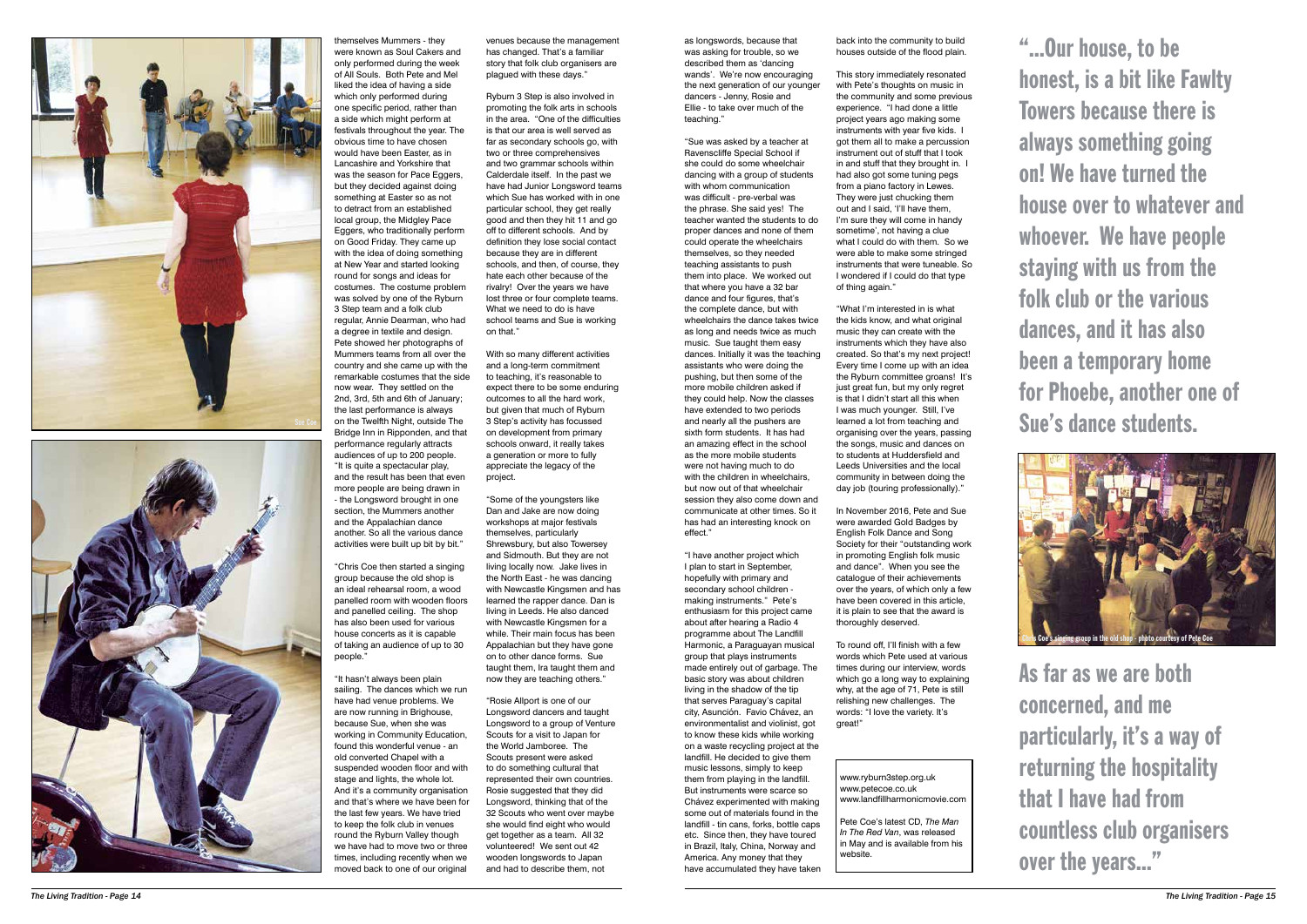themselves Mummers - they were known as Soul Cakers and only performed during the week of All Souls. Both Pete and Mel liked the idea of having a side which only performed during one specific period, rather than a side which might perform at festivals throughout the year. The obvious time to have chosen would have been Easter, as in Lancashire and Yorkshire that was the season for Pace Eggers, but they decided against doing something at Easter so as not to detract from an established local group, the Midgley Pace Eggers, who traditionally perform on Good Friday. They came up with the idea of doing something at New Year and started looking round for songs and ideas for costumes. The costume problem was solved by one of the Ryburn 3 Step team and a folk club regular, Annie Dearman, who had a degree in textile and design. Pete showed her photographs of Mummers teams from all over the country and she came up with the remarkable costumes that the side now wear. They settled on the 2nd, 3rd, 5th and 6th of January; the last performance is always on the Twelfth Night, outside The Bridge Inn in Ripponden, and that performance regularly attracts audiences of up to 200 people. "It is quite a spectacular play, and the result has been that even more people are being drawn in - the Longsword brought in one section, the Mummers another and the Appalachian dance another. So all the various dance activities were built up bit by bit."

"Chris Coe then started a singing group because the old shop is an ideal rehearsal room, a wood panelled room with wooden floors and panelled ceiling. The shop has also been used for various house concerts as it is capable of taking an audience of up to 30 people."

"It hasn't always been plain sailing. The dances which we run have had venue problems. We are now running in Brighouse, because Sue, when she was working in Community Education, found this wonderful venue - an old converted Chapel with a suspended wooden floor and with stage and lights, the whole lot. And it's a community organisation and that's where we have been for the last few years. We have tried to keep the folk club in venues round the Ryburn Valley though we have had to move two or three times, including recently when we moved back to one of our original venues because the management has changed. That's a familiar story that folk club organisers are plagued with these days."

Ryburn 3 Step is also involved in promoting the folk arts in schools in the area. "One of the difficulties is that our area is well served as far as secondary schools go, with two or three comprehensives and two grammar schools within Calderdale itself. In the past we have had Junior Longsword teams which Sue has worked with in one particular school, they get really good and then they hit 11 and go off to different schools. And by definition they lose social contact because they are in different schools, and then, of course, they hate each other because of the rivalry! Over the years we have lost three or four complete teams. What we need to do is have school teams and Sue is working on that."

With so many different activities and a long-term commitment to teaching, it's reasonable to expect there to be some enduring outcomes to all the hard work, but given that much of Ryburn 3 Step's activity has focussed on development from primary schools onward, it really takes a generation or more to fully appreciate the legacy of the project.

"Some of the youngsters like Dan and Jake are now doing workshops at major festivals themselves, particularly Shrewsbury, but also Towersey and Sidmouth. But they are not living locally now. Jake lives in the North East - he was dancing with Newcastle Kingsmen and has learned the rapper dance. Dan is living in Leeds. He also danced with Newcastle Kingsmen for a while. Their main focus has been Appalachian but they have gone on to other dance forms. Sue taught them, Ira taught them and now they are teaching others."

"Rosie Allport is one of our Longsword dancers and taught Longsword to a group of Venture Scouts for a visit to Japan for the World Jamboree. The Scouts present were asked to do something cultural that represented their own countries. Rosie suggested that they did Longsword, thinking that of the 32 Scouts who went over maybe she would find eight who would get together as a team. All 32 volunteered! We sent out 42 wooden longswords to Japan and had to describe them, not as longswords, because that was asking for trouble, so we described them as 'dancing wands'. We're now encouraging the next generation of our younger dancers - Jenny, Rosie and Ellie - to take over much of the teaching."

"Sue was asked by a teacher at Ravenscliffe Special School if she could do some wheelchair dancing with a group of students with whom communication was difficult - pre-verbal was the phrase. She said yes! The teacher wanted the students to do proper dances and none of them could operate the wheelchairs themselves, so they needed teaching assistants to push them into place. We worked out that where you have a 32 bar dance and four figures, that's the complete dance, but with wheelchairs the dance takes twice as long and needs twice as much music. Sue taught them easy dances. Initially it was the teaching assistants who were doing the pushing, but then some of the more mobile children asked if they could help. Now the classes have extended to two periods and nearly all the pushers are sixth form students. It has had an amazing effect in the school as the more mobile students were not having much to do with the children in wheelchairs, but now out of that wheelchair session they also come down and communicate at other times. So it has had an interesting knock on effect."

"I have another project which I plan to start in September, hopefully with primary and secondary school children - making instruments." Pete's enthusiasm for this project came about after hearing a Radio 4 programme about The Landfill Harmonic, a Paraguayan musical group that plays instruments made entirely out of garbage. The basic story was about children living in the shadow of the tip that serves Paraguay's capital city, Asunción. Favio Chávez, an environmentalist and violinist, got to know these kids while working on a waste recycling project at the landfill. He decided to give them music lessons, simply to keep them from playing in the landfill. But instruments were scarce so Chávez experimented with making some out of materials found in the landfill - tin cans, forks, bottle caps etc. Since then, they have toured in Brazil, Italy, China, Norway and America. Any money that they have accumulated they have taken back into the community to build houses outside of the flood plain.

This story immediately resonated with Pete's thoughts on music in the community and some previous experience. "I had done a little project years ago making some instruments with year five kids. I got them all to make a percussion instrument out of stuff that I took in and stuff that they brought in. I had also got some tuning pegs from a piano factory in Lewes. They were just chucking them out and I said, 'I'll have them, I'm sure they will come in handy sometime', not having a clue what I could do with them. So we were able to make some stringed instruments that were tuneable. So I wondered if I could do that type of thing again."

"What I'm interested in is what the kids know, and what original music they can create with the instruments which they have also created. So that's my next project! Every time I come up with an idea the Ryburn committee groans! It's just great fun, but my only regret is that I didn't start all this when I was much younger. Still, I've learned a lot from teaching and organising over the years, passing the songs, music and dances on to students at Huddersfield and Leeds Universities and the local community in between doing the day job (touring professionally)."

In November 2016, Pete and Sue were awarded Gold Badges by English Folk Dance and Song Society for their "outstanding work in promoting English folk music and dance". When you see the catalogue of their achievements over the years, of which only a few have been covered in this article, it is plain to see that the award is thoroughly deserved.

To round off, I'll finish with a few words which Pete used at various times during our interview, words which go a long way to explaining why, at the age of 71, Pete is still relishing new challenges. The words: "I love the variety. It's great!"

www.ryburn3step.org.uk
www.petecoe.co.uk
www.landfillharmonicmovie.com

Pete Coe's latest CD, *The Man In The Red Van*, was released in May and is available from his website.

**"...Our house, to be honest, is a bit like Fawlty Towers because there is always something going on! We have turned the house over to whatever and whoever. We have people staying with us from the folk club or the various dances, and it has also been a temporary home for Phoebe, another one of Sue's dance students.**

Chris Coe's singing group in the old shop - photo courtesy of Pete Coe

**As far as we are both concerned, and me particularly, it's a way of returning the hospitality that I have had from countless club organisers over the years..."**